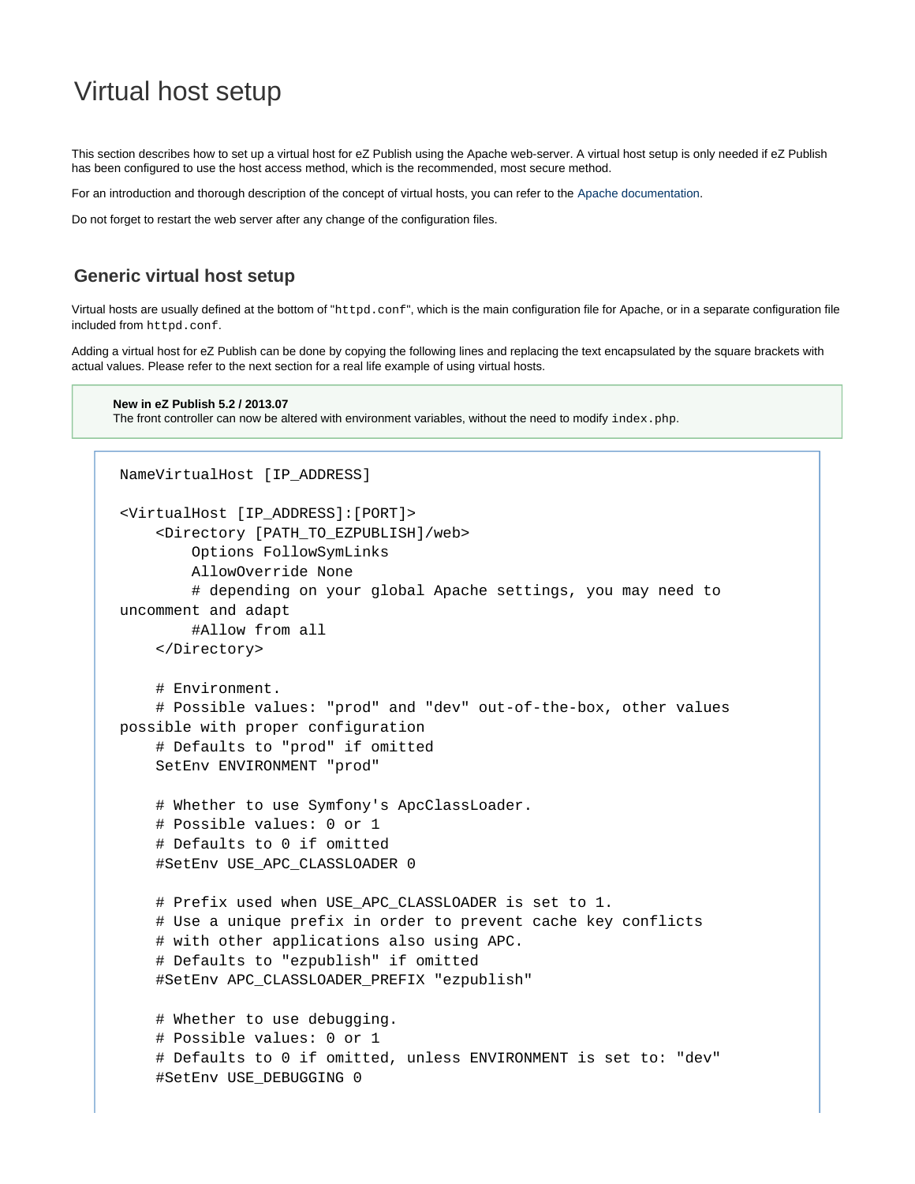# Virtual host setup

This section describes how to set up a virtual host for eZ Publish using the Apache web-server. A virtual host setup is only needed if eZ Publish has been configured to use the host access method, which is the recommended, most secure method.

For an introduction and thorough description of the concept of virtual hosts, you can refer to the Apache documentation.

Do not forget to restart the web server after any change of the configuration files.

## Generic virtual host setup

Virtual hosts are usually defined at the bottom of "`httpd.conf`", which is the main configuration file for Apache, or in a separate configuration file included from `httpd.conf`.

Adding a virtual host for eZ Publish can be done by copying the following lines and replacing the text encapsulated by the square brackets with actual values. Please refer to the next section for a real life example of using virtual hosts.

> **New in eZ Publish 5.2 / 2013.07**
> The front controller can now be altered with environment variables, without the need to modify `index.php`.

```
NameVirtualHost [IP_ADDRESS]

<VirtualHost [IP_ADDRESS]:[PORT]>
    <Directory [PATH_TO_EZPUBLISH]/web>
        Options FollowSymLinks
        AllowOverride None
        # depending on your global Apache settings, you may need to
uncomment and adapt
        #Allow from all
    </Directory>

    # Environment.
    # Possible values: "prod" and "dev" out-of-the-box, other values
possible with proper configuration
    # Defaults to "prod" if omitted
    SetEnv ENVIRONMENT "prod"

    # Whether to use Symfony's ApcClassLoader.
    # Possible values: 0 or 1
    # Defaults to 0 if omitted
    #SetEnv USE_APC_CLASSLOADER 0

    # Prefix used when USE_APC_CLASSLOADER is set to 1.
    # Use a unique prefix in order to prevent cache key conflicts
    # with other applications also using APC.
    # Defaults to "ezpublish" if omitted
    #SetEnv APC_CLASSLOADER_PREFIX "ezpublish"

    # Whether to use debugging.
    # Possible values: 0 or 1
    # Defaults to 0 if omitted, unless ENVIRONMENT is set to: "dev"
    #SetEnv USE_DEBUGGING 0
```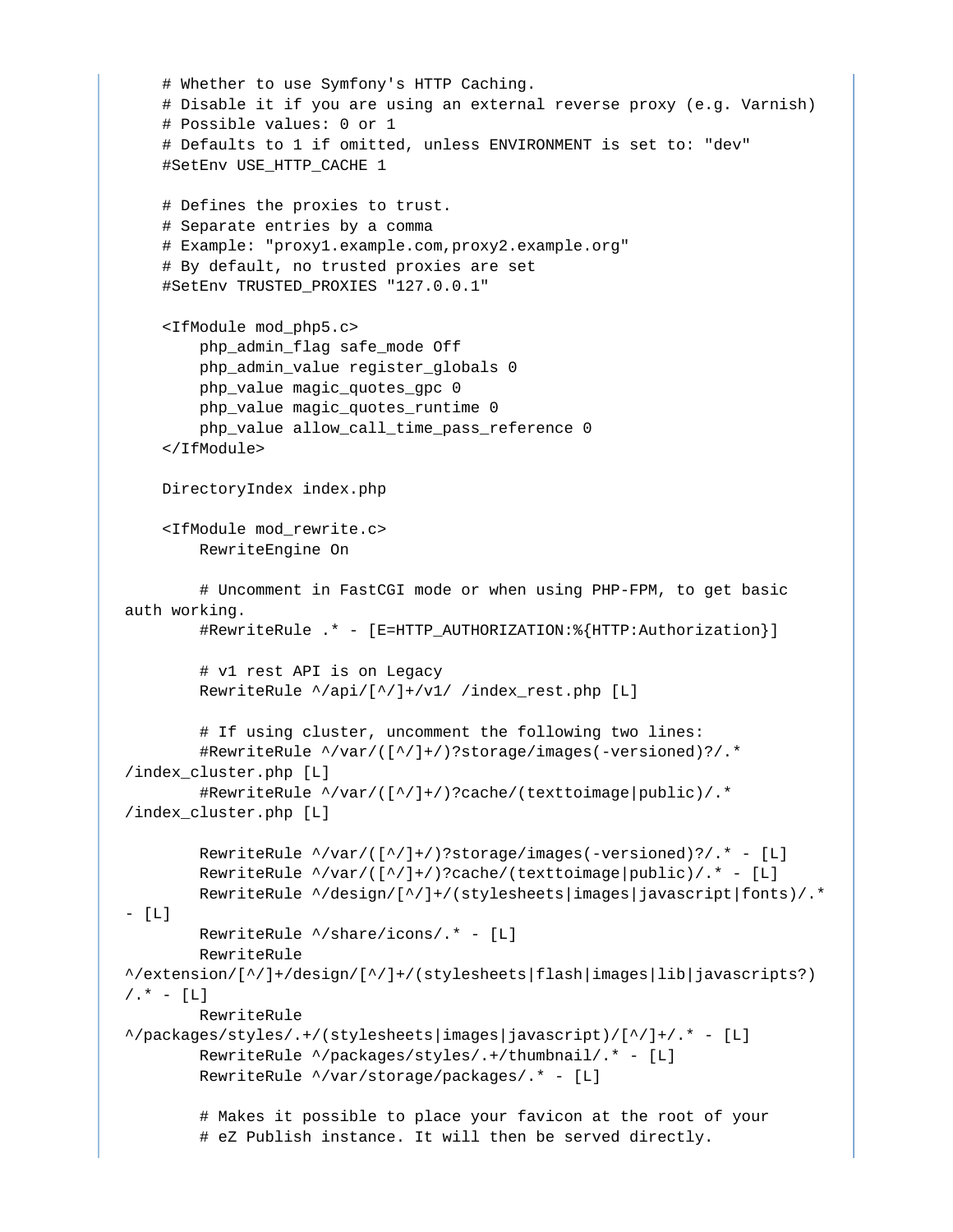```
    # Whether to use Symfony's HTTP Caching.
    # Disable it if you are using an external reverse proxy (e.g. Varnish)
    # Possible values: 0 or 1
    # Defaults to 1 if omitted, unless ENVIRONMENT is set to: "dev"
    #SetEnv USE_HTTP_CACHE 1

    # Defines the proxies to trust.
    # Separate entries by a comma
    # Example: "proxy1.example.com,proxy2.example.org"
    # By default, no trusted proxies are set
    #SetEnv TRUSTED_PROXIES "127.0.0.1"

    <IfModule mod_php5.c>
        php_admin_flag safe_mode Off
        php_admin_value register_globals 0
        php_value magic_quotes_gpc 0
        php_value magic_quotes_runtime 0
        php_value allow_call_time_pass_reference 0
    </IfModule>

    DirectoryIndex index.php

    <IfModule mod_rewrite.c>
        RewriteEngine On

        # Uncomment in FastCGI mode or when using PHP-FPM, to get basic
auth working.
        #RewriteRule .* - [E=HTTP_AUTHORIZATION:%{HTTP:Authorization}]

        # v1 rest API is on Legacy
        RewriteRule ^/api/[^/]+/v1/ /index_rest.php [L]

        # If using cluster, uncomment the following two lines:
        #RewriteRule ^/var/([^/]+/)?storage/images(-versioned)?/.*
/index_cluster.php [L]
        #RewriteRule ^/var/([^/]+/)?cache/(texttoimage|public)/.*
/index_cluster.php [L]

        RewriteRule ^/var/([^/]+/)?storage/images(-versioned)?/.* - [L]
        RewriteRule ^/var/([^/]+/)?cache/(texttoimage|public)/.* - [L]
        RewriteRule ^/design/[^/]+/(stylesheets|images|javascript|fonts)/.*
- [L]
        RewriteRule ^/share/icons/.* - [L]
        RewriteRule
^/extension/[^/]+/design/[^/]+/(stylesheets|flash|images|lib|javascripts?)
/.* - [L]
        RewriteRule
^/packages/styles/.+/(stylesheets|images|javascript)/[^/]+/.* - [L]
        RewriteRule ^/packages/styles/.+/thumbnail/.* - [L]
        RewriteRule ^/var/storage/packages/.* - [L]

        # Makes it possible to place your favicon at the root of your
        # eZ Publish instance. It will then be served directly.
```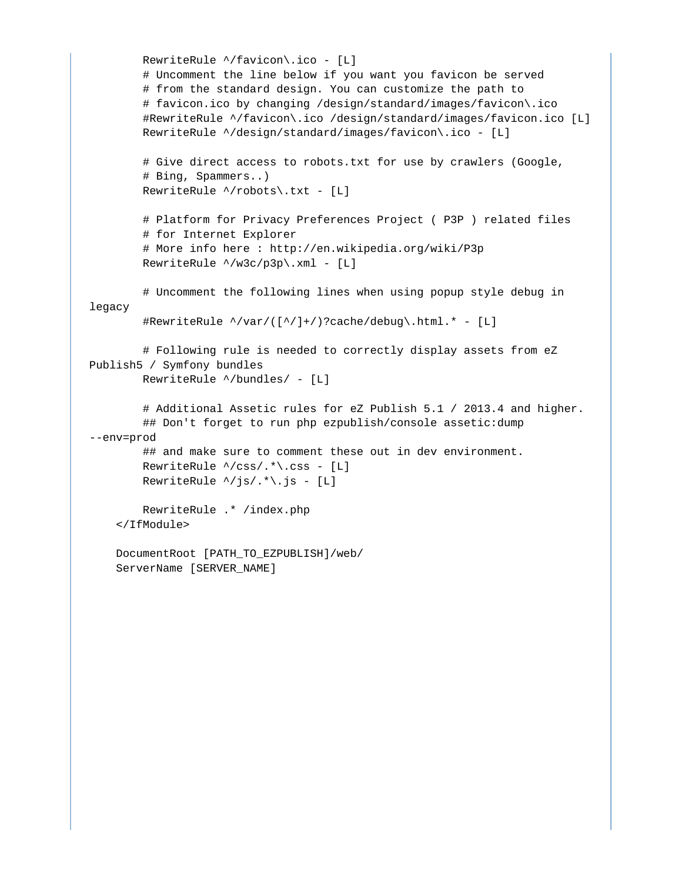```
        RewriteRule ^/favicon\.ico - [L]
        # Uncomment the line below if you want you favicon be served
        # from the standard design. You can customize the path to
        # favicon.ico by changing /design/standard/images/favicon\.ico
        #RewriteRule ^/favicon\.ico /design/standard/images/favicon.ico [L]
        RewriteRule ^/design/standard/images/favicon\.ico - [L]

        # Give direct access to robots.txt for use by crawlers (Google,
        # Bing, Spammers..)
        RewriteRule ^/robots\.txt - [L]

        # Platform for Privacy Preferences Project ( P3P ) related files
        # for Internet Explorer
        # More info here : http://en.wikipedia.org/wiki/P3p
        RewriteRule ^/w3c/p3p\.xml - [L]

        # Uncomment the following lines when using popup style debug in
legacy
        #RewriteRule ^/var/([^/]+/)?cache/debug\.html.* - [L]

        # Following rule is needed to correctly display assets from eZ
Publish5 / Symfony bundles
        RewriteRule ^/bundles/ - [L]

        # Additional Assetic rules for eZ Publish 5.1 / 2013.4 and higher.
        ## Don't forget to run php ezpublish/console assetic:dump
--env=prod
        ## and make sure to comment these out in dev environment.
        RewriteRule ^/css/.*\.css - [L]
        RewriteRule ^/js/.*\.js - [L]

        RewriteRule .* /index.php
    </IfModule>

    DocumentRoot [PATH_TO_EZPUBLISH]/web/
    ServerName [SERVER_NAME]
```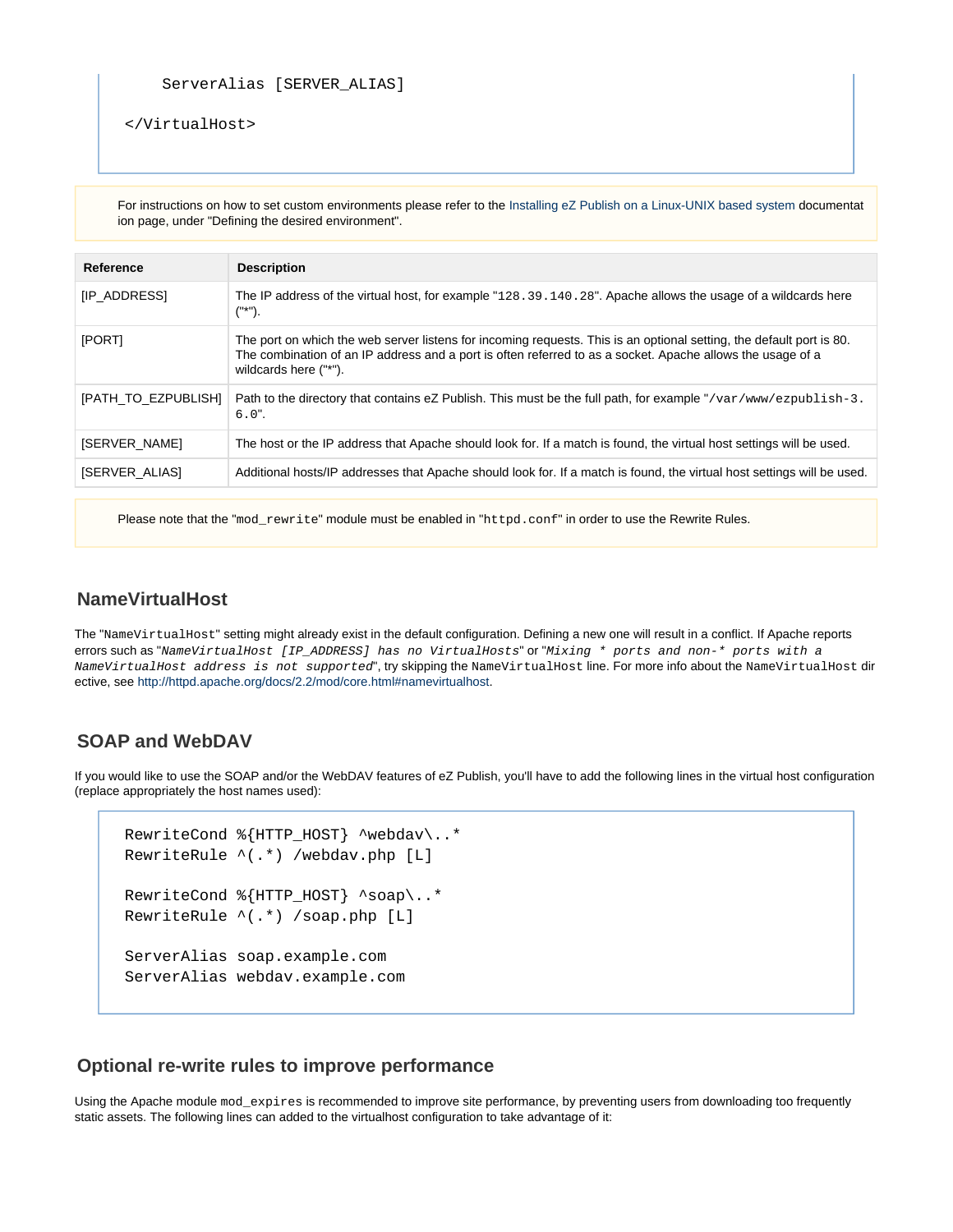```
    ServerAlias [SERVER_ALIAS]

</VirtualHost>
```

For instructions on how to set custom environments please refer to the Installing eZ Publish on a Linux-UNIX based system documentation page, under "Defining the desired environment".

| Reference | Description |
|---|---|
| [IP_ADDRESS] | The IP address of the virtual host, for example "128.39.140.28". Apache allows the usage of a wildcards here ("*"). |
| [PORT] | The port on which the web server listens for incoming requests. This is an optional setting, the default port is 80. The combination of an IP address and a port is often referred to as a socket. Apache allows the usage of a wildcards here ("*"). |
| [PATH_TO_EZPUBLISH] | Path to the directory that contains eZ Publish. This must be the full path, for example "/var/www/ezpublish-3.6.0". |
| [SERVER_NAME] | The host or the IP address that Apache should look for. If a match is found, the virtual host settings will be used. |
| [SERVER_ALIAS] | Additional hosts/IP addresses that Apache should look for. If a match is found, the virtual host settings will be used. |

Please note that the "mod_rewrite" module must be enabled in "httpd.conf" in order to use the Rewrite Rules.

## NameVirtualHost

The "NameVirtualHost" setting might already exist in the default configuration. Defining a new one will result in a conflict. If Apache reports errors such as "*NameVirtualHost [IP_ADDRESS] has no VirtualHosts*" or "*Mixing * ports and non-* ports with a NameVirtualHost address is not supported*", try skipping the NameVirtualHost line. For more info about the NameVirtualHost directive, see http://httpd.apache.org/docs/2.2/mod/core.html#namevirtualhost.

## SOAP and WebDAV

If you would like to use the SOAP and/or the WebDAV features of eZ Publish, you'll have to add the following lines in the virtual host configuration (replace appropriately the host names used):

```
RewriteCond %{HTTP_HOST} ^webdav\..*
RewriteRule ^(.*) /webdav.php [L]

RewriteCond %{HTTP_HOST} ^soap\..*
RewriteRule ^(.*) /soap.php [L]

ServerAlias soap.example.com
ServerAlias webdav.example.com
```

## Optional re-write rules to improve performance

Using the Apache module mod_expires is recommended to improve site performance, by preventing users from downloading too frequently static assets. The following lines can added to the virtualhost configuration to take advantage of it: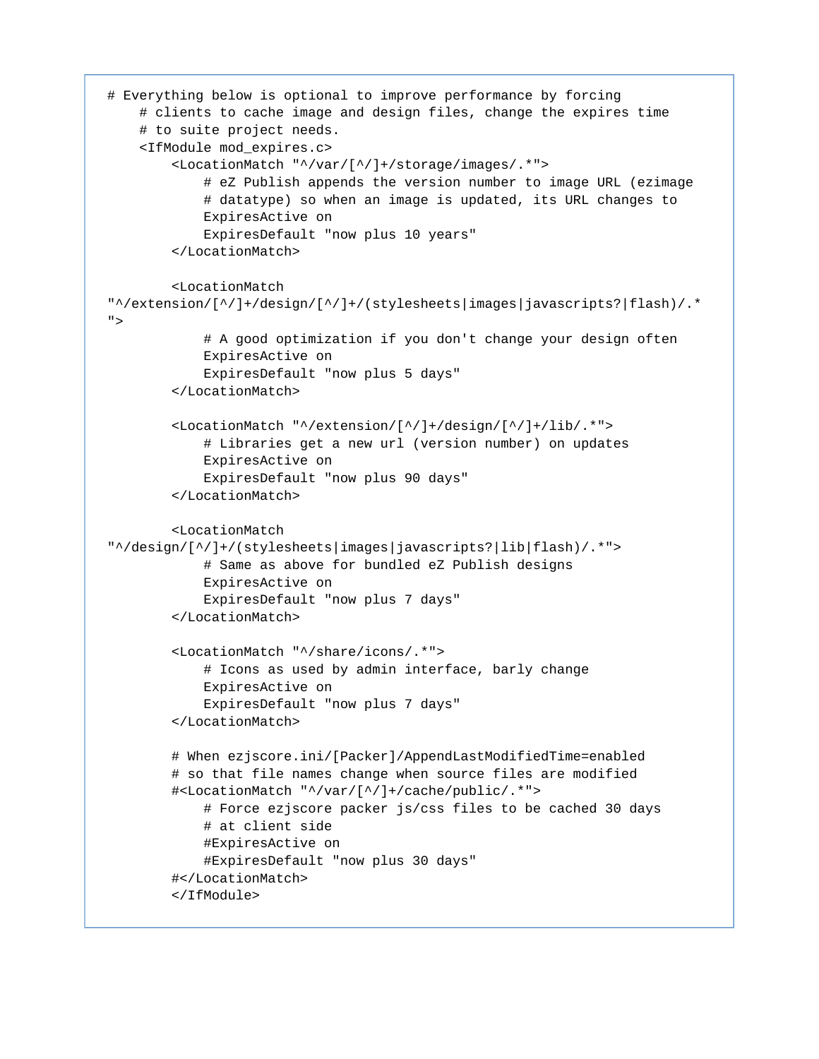```
# Everything below is optional to improve performance by forcing
    # clients to cache image and design files, change the expires time
    # to suite project needs.
    <IfModule mod_expires.c>
        <LocationMatch "^/var/[^/]+/storage/images/.*">
            # eZ Publish appends the version number to image URL (ezimage
            # datatype) so when an image is updated, its URL changes to
            ExpiresActive on
            ExpiresDefault "now plus 10 years"
        </LocationMatch>

        <LocationMatch
"^/extension/[^/]+/design/[^/]+/(stylesheets|images|javascripts?|flash)/.*
">
            # A good optimization if you don't change your design often
            ExpiresActive on
            ExpiresDefault "now plus 5 days"
        </LocationMatch>

        <LocationMatch "^/extension/[^/]+/design/[^/]+/lib/.*">
            # Libraries get a new url (version number) on updates
            ExpiresActive on
            ExpiresDefault "now plus 90 days"
        </LocationMatch>

        <LocationMatch
"^/design/[^/]+/(stylesheets|images|javascripts?|lib|flash)/.*">
            # Same as above for bundled eZ Publish designs
            ExpiresActive on
            ExpiresDefault "now plus 7 days"
        </LocationMatch>

        <LocationMatch "^/share/icons/.*">
            # Icons as used by admin interface, barly change
            ExpiresActive on
            ExpiresDefault "now plus 7 days"
        </LocationMatch>

        # When ezjscore.ini/[Packer]/AppendLastModifiedTime=enabled
        # so that file names change when source files are modified
        #<LocationMatch "^/var/[^/]+/cache/public/.*">
            # Force ezjscore packer js/css files to be cached 30 days
            # at client side
            #ExpiresActive on
            #ExpiresDefault "now plus 30 days"
        #</LocationMatch>
        </IfModule>
```